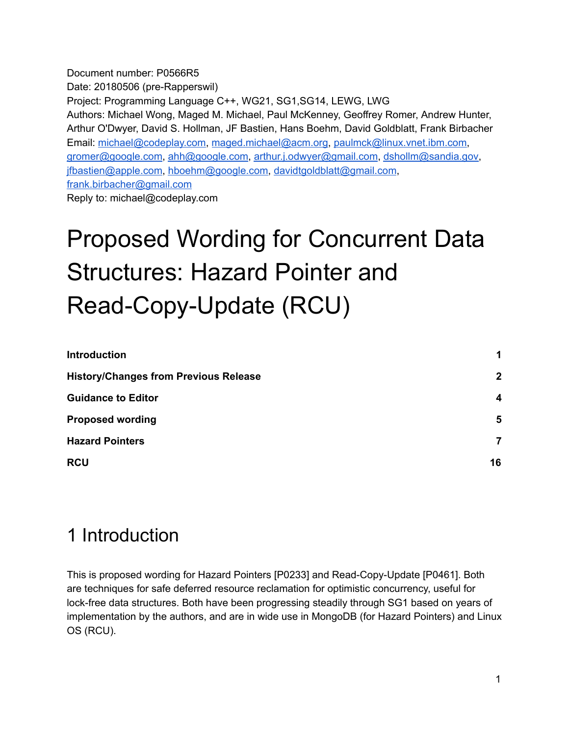Document number: P0566R5
Date: 20180506 (pre-Rapperswil)
Project: Programming Language C++, WG21, SG1,SG14, LEWG, LWG
Authors: Michael Wong, Maged M. Michael, Paul McKenney, Geoffrey Romer, Andrew Hunter, Arthur O'Dwyer, David S. Hollman, JF Bastien, Hans Boehm, David Goldblatt, Frank Birbacher
Email: michael@codeplay.com, maged.michael@acm.org, paulmck@linux.vnet.ibm.com, gromer@google.com, ahh@google.com, arthur.j.odwyer@gmail.com, dshollm@sandia.gov, jfbastien@apple.com, hboehm@google.com, davidtgoldblatt@gmail.com, frank.birbacher@gmail.com
Reply to: michael@codeplay.com

# Proposed Wording for Concurrent Data Structures: Hazard Pointer and Read-Copy-Update (RCU)

| | |
|---|---|
| **Introduction** | **1** |
| **History/Changes from Previous Release** | **2** |
| **Guidance to Editor** | **4** |
| **Proposed wording** | **5** |
| **Hazard Pointers** | **7** |
| **RCU** | **16** |

## 1 Introduction

This is proposed wording for Hazard Pointers [P0233] and Read-Copy-Update [P0461]. Both are techniques for safe deferred resource reclamation for optimistic concurrency, useful for lock-free data structures. Both have been progressing steadily through SG1 based on years of implementation by the authors, and are in wide use in MongoDB (for Hazard Pointers) and Linux OS (RCU).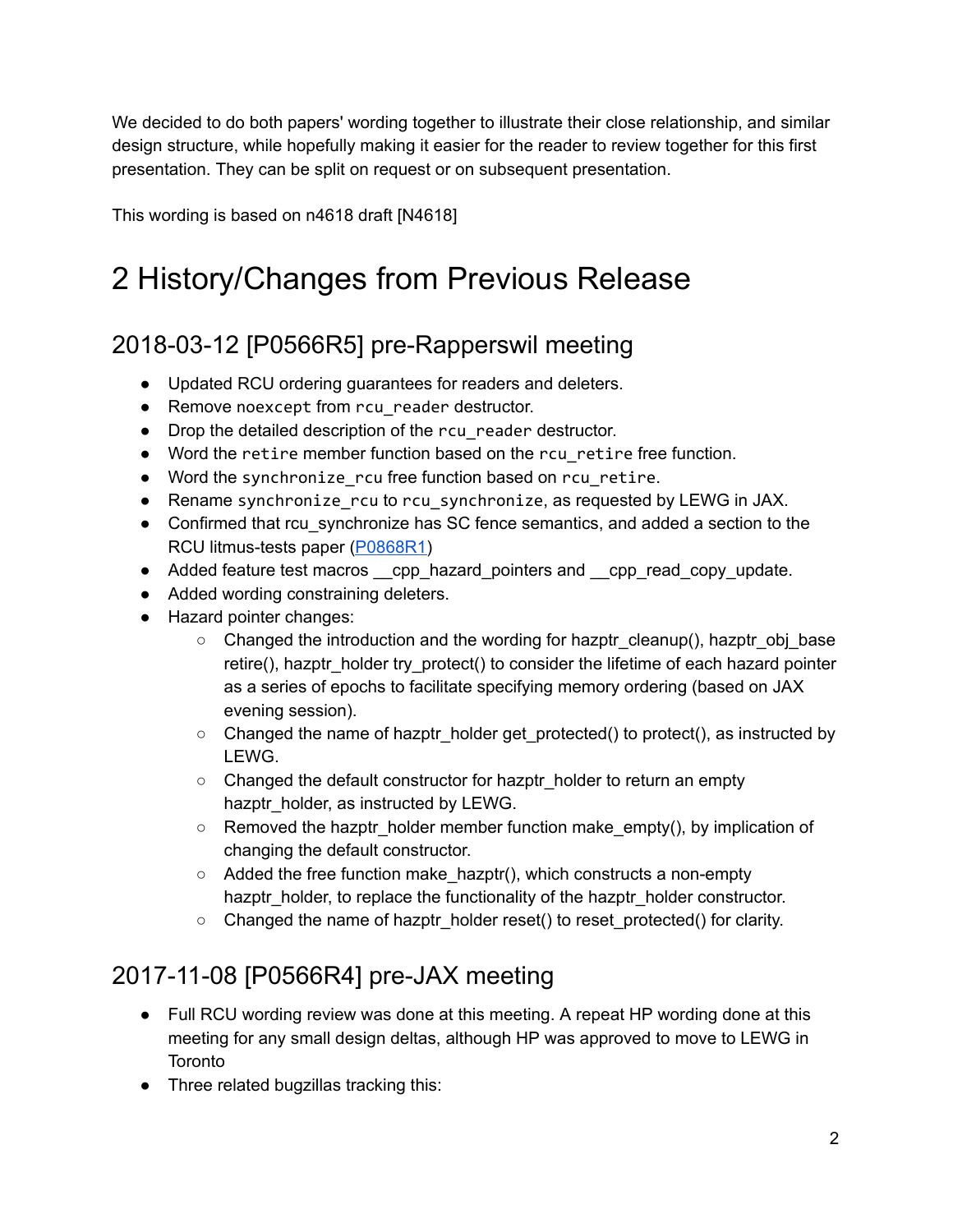We decided to do both papers' wording together to illustrate their close relationship, and similar design structure, while hopefully making it easier for the reader to review together for this first presentation. They can be split on request or on subsequent presentation.

This wording is based on n4618 draft [N4618]

# 2 History/Changes from Previous Release

## 2018-03-12 [P0566R5] pre-Rapperswil meeting

- Updated RCU ordering guarantees for readers and deleters.
- Remove `noexcept` from `rcu_reader` destructor.
- Drop the detailed description of the `rcu_reader` destructor.
- Word the `retire` member function based on the `rcu_retire` free function.
- Word the `synchronize_rcu` free function based on `rcu_retire`.
- Rename `synchronize_rcu` to `rcu_synchronize`, as requested by LEWG in JAX.
- Confirmed that rcu_synchronize has SC fence semantics, and added a section to the RCU litmus-tests paper (P0868R1)
- Added feature test macros __cpp_hazard_pointers and __cpp_read_copy_update.
- Added wording constraining deleters.
- Hazard pointer changes:
  - Changed the introduction and the wording for hazptr_cleanup(), hazptr_obj_base retire(), hazptr_holder try_protect() to consider the lifetime of each hazard pointer as a series of epochs to facilitate specifying memory ordering (based on JAX evening session).
  - Changed the name of hazptr_holder get_protected() to protect(), as instructed by LEWG.
  - Changed the default constructor for hazptr_holder to return an empty hazptr_holder, as instructed by LEWG.
  - Removed the hazptr_holder member function make_empty(), by implication of changing the default constructor.
  - Added the free function make_hazptr(), which constructs a non-empty hazptr_holder, to replace the functionality of the hazptr_holder constructor.
  - Changed the name of hazptr_holder reset() to reset_protected() for clarity.

## 2017-11-08 [P0566R4] pre-JAX meeting

- Full RCU wording review was done at this meeting. A repeat HP wording done at this meeting for any small design deltas, although HP was approved to move to LEWG in Toronto
- Three related bugzillas tracking this: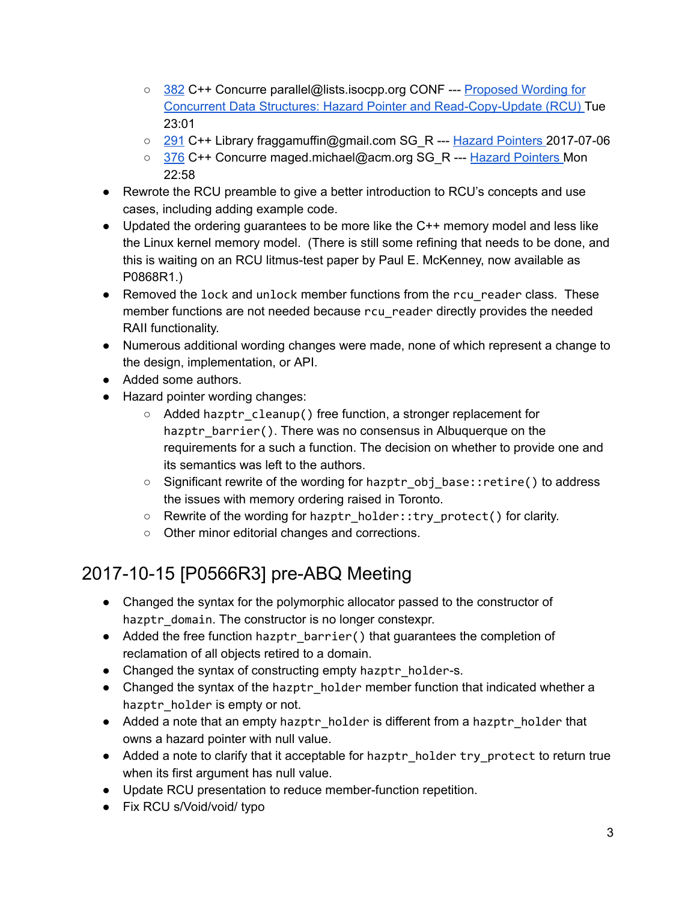- 382 C++ Concurre parallel@lists.isocpp.org CONF --- Proposed Wording for Concurrent Data Structures: Hazard Pointer and Read-Copy-Update (RCU) Tue 23:01
    - 291 C++ Library fraggamuffin@gmail.com SG_R --- Hazard Pointers 2017-07-06
    - 376 C++ Concurre maged.michael@acm.org SG_R --- Hazard Pointers Mon 22:58
- Rewrote the RCU preamble to give a better introduction to RCU's concepts and use cases, including adding example code.
- Updated the ordering guarantees to be more like the C++ memory model and less like the Linux kernel memory model. (There is still some refining that needs to be done, and this is waiting on an RCU litmus-test paper by Paul E. McKenney, now available as P0868R1.)
- Removed the `lock` and `unlock` member functions from the `rcu_reader` class. These member functions are not needed because `rcu_reader` directly provides the needed RAII functionality.
- Numerous additional wording changes were made, none of which represent a change to the design, implementation, or API.
- Added some authors.
- Hazard pointer wording changes:
    - Added `hazptr_cleanup()` free function, a stronger replacement for `hazptr_barrier()`. There was no consensus in Albuquerque on the requirements for a such a function. The decision on whether to provide one and its semantics was left to the authors.
    - Significant rewrite of the wording for `hazptr_obj_base::retire()` to address the issues with memory ordering raised in Toronto.
    - Rewrite of the wording for `hazptr_holder::try_protect()` for clarity.
    - Other minor editorial changes and corrections.

## 2017-10-15 [P0566R3] pre-ABQ Meeting

- Changed the syntax for the polymorphic allocator passed to the constructor of `hazptr_domain`. The constructor is no longer constexpr.
- Added the free function `hazptr_barrier()` that guarantees the completion of reclamation of all objects retired to a domain.
- Changed the syntax of constructing empty `hazptr_holder`-s.
- Changed the syntax of the `hazptr_holder` member function that indicated whether a `hazptr_holder` is empty or not.
- Added a note that an empty `hazptr_holder` is different from a `hazptr_holder` that owns a hazard pointer with null value.
- Added a note to clarify that it acceptable for `hazptr_holder` `try_protect` to return true when its first argument has null value.
- Update RCU presentation to reduce member-function repetition.
- Fix RCU s/Void/void/ typo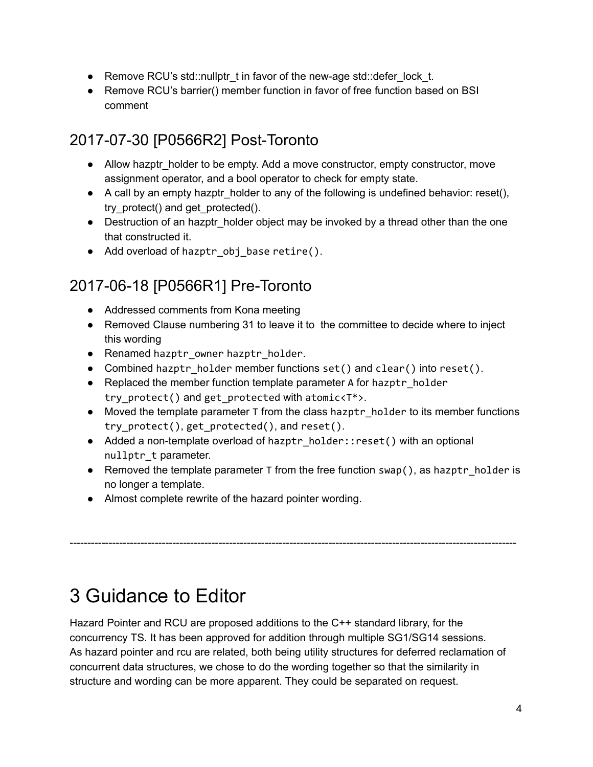- Remove RCU's std::nullptr_t in favor of the new-age std::defer_lock_t.
- Remove RCU's barrier() member function in favor of free function based on BSI comment

## 2017-07-30 [P0566R2] Post-Toronto

- Allow hazptr_holder to be empty. Add a move constructor, empty constructor, move assignment operator, and a bool operator to check for empty state.
- A call by an empty hazptr_holder to any of the following is undefined behavior: reset(), try_protect() and get_protected().
- Destruction of an hazptr_holder object may be invoked by a thread other than the one that constructed it.
- Add overload of `hazptr_obj_base` `retire()`.

## 2017-06-18 [P0566R1] Pre-Toronto

- Addressed comments from Kona meeting
- Removed Clause numbering 31 to leave it to the committee to decide where to inject this wording
- Renamed `hazptr_owner` `hazptr_holder`.
- Combined `hazptr_holder` member functions `set()` and `clear()` into `reset()`.
- Replaced the member function template parameter `A` for `hazptr_holder` `try_protect()` and `get_protected` with `atomic<T*>`.
- Moved the template parameter `T` from the class `hazptr_holder` to its member functions `try_protect()`, `get_protected()`, and `reset()`.
- Added a non-template overload of `hazptr_holder::reset()` with an optional `nullptr_t` parameter.
- Removed the template parameter `T` from the free function `swap()`, as `hazptr_holder` is no longer a template.
- Almost complete rewrite of the hazard pointer wording.

---

# 3 Guidance to Editor

Hazard Pointer and RCU are proposed additions to the C++ standard library, for the concurrency TS. It has been approved for addition through multiple SG1/SG14 sessions.
As hazard pointer and rcu are related, both being utility structures for deferred reclamation of concurrent data structures, we chose to do the wording together so that the similarity in structure and wording can be more apparent. They could be separated on request.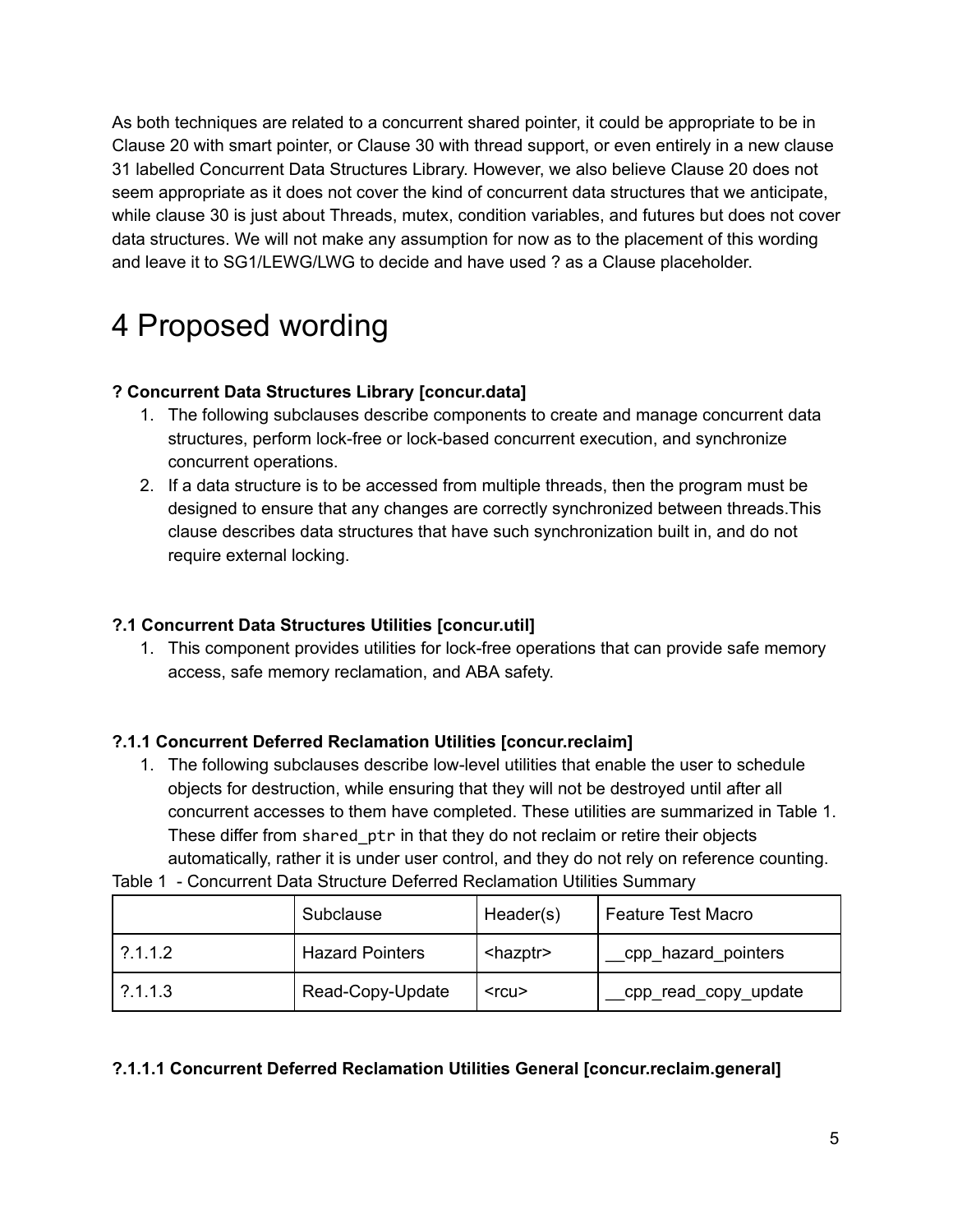As both techniques are related to a concurrent shared pointer, it could be appropriate to be in Clause 20 with smart pointer, or Clause 30 with thread support, or even entirely in a new clause 31 labelled Concurrent Data Structures Library. However, we also believe Clause 20 does not seem appropriate as it does not cover the kind of concurrent data structures that we anticipate, while clause 30 is just about Threads, mutex, condition variables, and futures but does not cover data structures. We will not make any assumption for now as to the placement of this wording and leave it to SG1/LEWG/LWG to decide and have used ? as a Clause placeholder.

# 4 Proposed wording

**? Concurrent Data Structures Library [concur.data]**

1. The following subclauses describe components to create and manage concurrent data structures, perform lock-free or lock-based concurrent execution, and synchronize concurrent operations.
2. If a data structure is to be accessed from multiple threads, then the program must be designed to ensure that any changes are correctly synchronized between threads.This clause describes data structures that have such synchronization built in, and do not require external locking.

**?.1 Concurrent Data Structures Utilities [concur.util]**

1. This component provides utilities for lock-free operations that can provide safe memory access, safe memory reclamation, and ABA safety.

**?.1.1 Concurrent Deferred Reclamation Utilities [concur.reclaim]**

1. The following subclauses describe low-level utilities that enable the user to schedule objects for destruction, while ensuring that they will not be destroyed until after all concurrent accesses to them have completed. These utilities are summarized in Table 1. These differ from `shared_ptr` in that they do not reclaim or retire their objects automatically, rather it is under user control, and they do not rely on reference counting.

Table 1 - Concurrent Data Structure Deferred Reclamation Utilities Summary

| | Subclause | Header(s) | Feature Test Macro |
|---|---|---|---|
| ?.1.1.2 | Hazard Pointers | <hazptr> | __cpp_hazard_pointers |
| ?.1.1.3 | Read-Copy-Update | <rcu> | __cpp_read_copy_update |

**?.1.1.1 Concurrent Deferred Reclamation Utilities General [concur.reclaim.general]**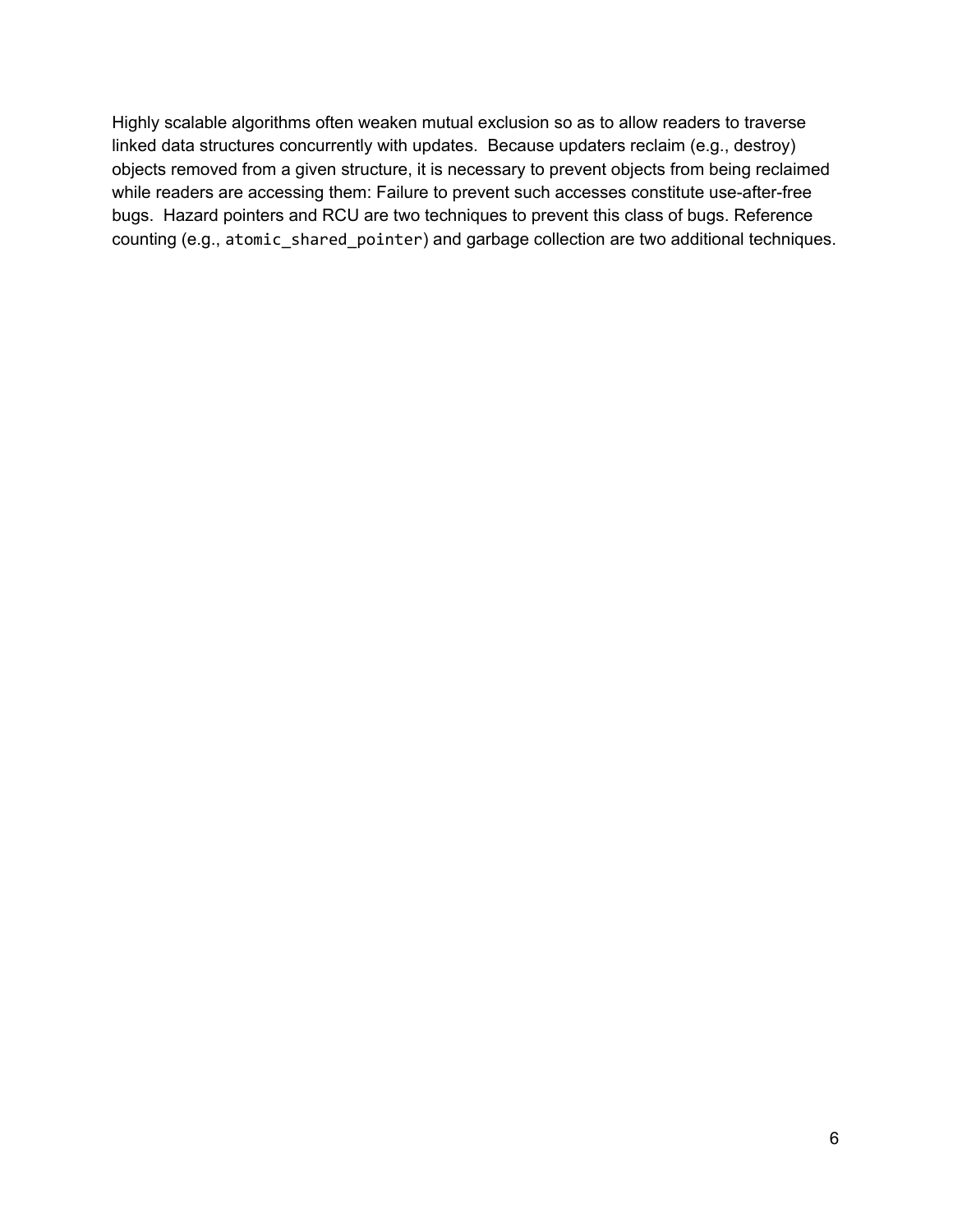Highly scalable algorithms often weaken mutual exclusion so as to allow readers to traverse linked data structures concurrently with updates. Because updaters reclaim (e.g., destroy) objects removed from a given structure, it is necessary to prevent objects from being reclaimed while readers are accessing them: Failure to prevent such accesses constitute use-after-free bugs. Hazard pointers and RCU are two techniques to prevent this class of bugs. Reference counting (e.g., `atomic_shared_pointer`) and garbage collection are two additional techniques.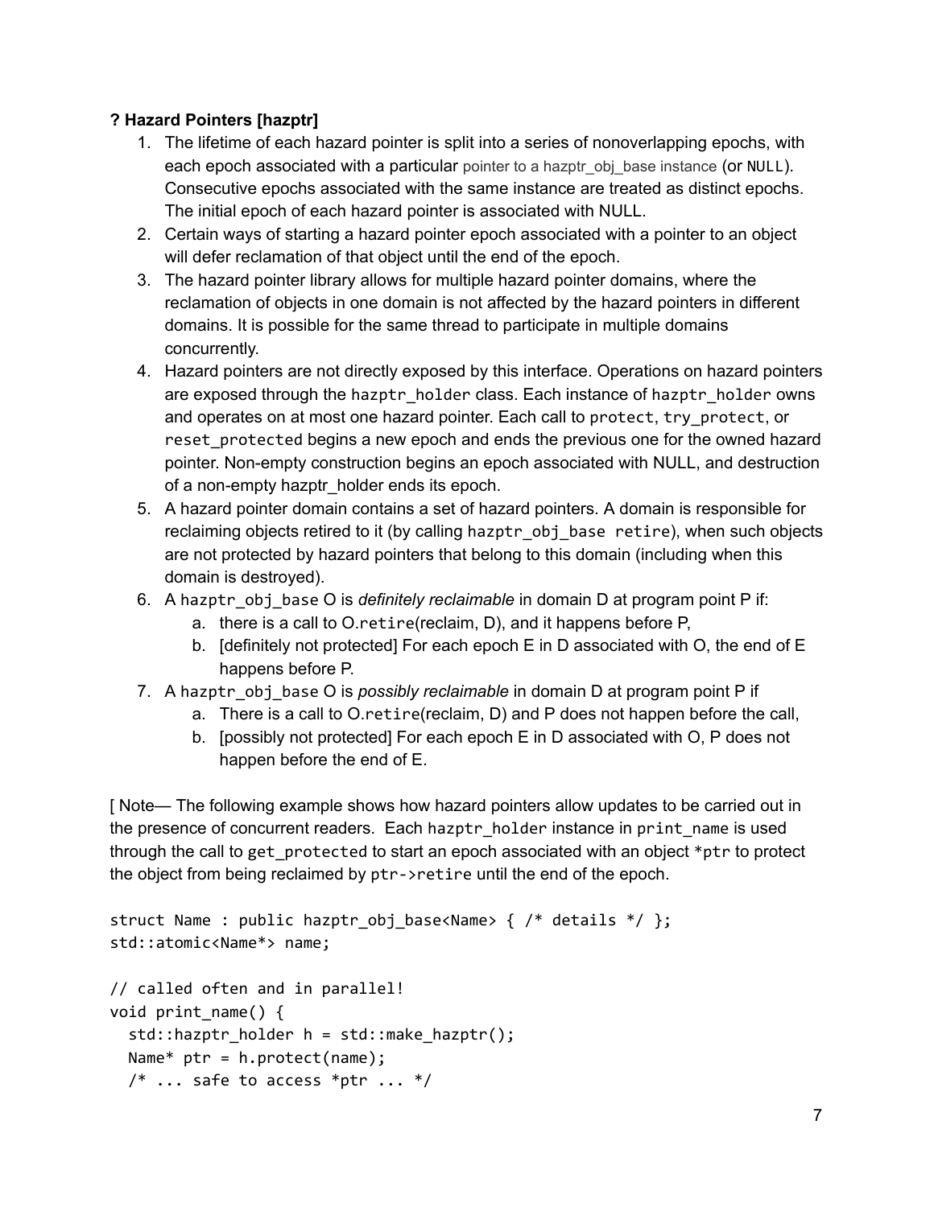**? Hazard Pointers [hazptr]**

1. The lifetime of each hazard pointer is split into a series of nonoverlapping epochs, with each epoch associated with a particular pointer to a hazptr_obj_base instance (or `NULL`). Consecutive epochs associated with the same instance are treated as distinct epochs. The initial epoch of each hazard pointer is associated with NULL.
2. Certain ways of starting a hazard pointer epoch associated with a pointer to an object will defer reclamation of that object until the end of the epoch.
3. The hazard pointer library allows for multiple hazard pointer domains, where the reclamation of objects in one domain is not affected by the hazard pointers in different domains. It is possible for the same thread to participate in multiple domains concurrently.
4. Hazard pointers are not directly exposed by this interface. Operations on hazard pointers are exposed through the `hazptr_holder` class. Each instance of `hazptr_holder` owns and operates on at most one hazard pointer. Each call to `protect`, `try_protect`, or `reset_protected` begins a new epoch and ends the previous one for the owned hazard pointer. Non-empty construction begins an epoch associated with NULL, and destruction of a non-empty hazptr_holder ends its epoch.
5. A hazard pointer domain contains a set of hazard pointers. A domain is responsible for reclaiming objects retired to it (by calling `hazptr_obj_base retire`), when such objects are not protected by hazard pointers that belong to this domain (including when this domain is destroyed).
6. A `hazptr_obj_base` O is *definitely reclaimable* in domain D at program point P if:
   a. there is a call to O.`retire`(reclaim, D), and it happens before P,
   b. [definitely not protected] For each epoch E in D associated with O, the end of E happens before P.
7. A `hazptr_obj_base` O is *possibly reclaimable* in domain D at program point P if
   a. There is a call to O.`retire`(reclaim, D) and P does not happen before the call,
   b. [possibly not protected] For each epoch E in D associated with O, P does not happen before the end of E.

[ Note— The following example shows how hazard pointers allow updates to be carried out in the presence of concurrent readers. Each `hazptr_holder` instance in `print_name` is used through the call to `get_protected` to start an epoch associated with an object `*ptr` to protect the object from being reclaimed by `ptr->retire` until the end of the epoch.

```
struct Name : public hazptr_obj_base<Name> { /* details */ };
std::atomic<Name*> name;

// called often and in parallel!
void print_name() {
  std::hazptr_holder h = std::make_hazptr();
  Name* ptr = h.protect(name);
  /* ... safe to access *ptr ... */
```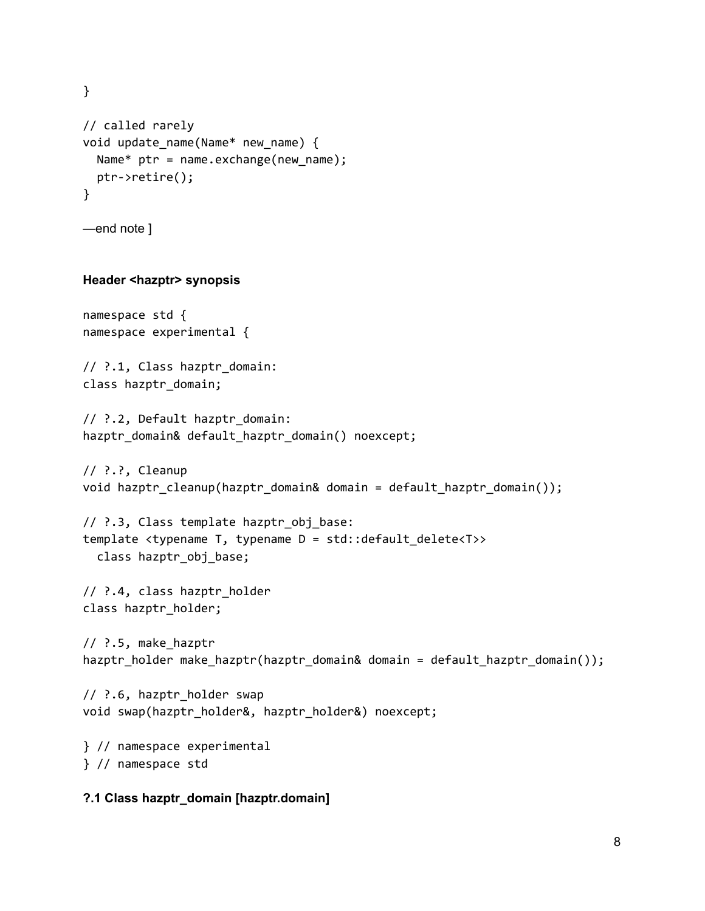```
}

// called rarely
void update_name(Name* new_name) {
  Name* ptr = name.exchange(new_name);
  ptr->retire();
}
```

—end note ]

**Header <hazptr> synopsis**

```
namespace std {
namespace experimental {

// ?.1, Class hazptr_domain:
class hazptr_domain;

// ?.2, Default hazptr_domain:
hazptr_domain& default_hazptr_domain() noexcept;

// ?.?, Cleanup
void hazptr_cleanup(hazptr_domain& domain = default_hazptr_domain());

// ?.3, Class template hazptr_obj_base:
template <typename T, typename D = std::default_delete<T>>
  class hazptr_obj_base;

// ?.4, class hazptr_holder
class hazptr_holder;

// ?.5, make_hazptr
hazptr_holder make_hazptr(hazptr_domain& domain = default_hazptr_domain());

// ?.6, hazptr_holder swap
void swap(hazptr_holder&, hazptr_holder&) noexcept;

} // namespace experimental
} // namespace std
```

**?.1 Class hazptr_domain [hazptr.domain]**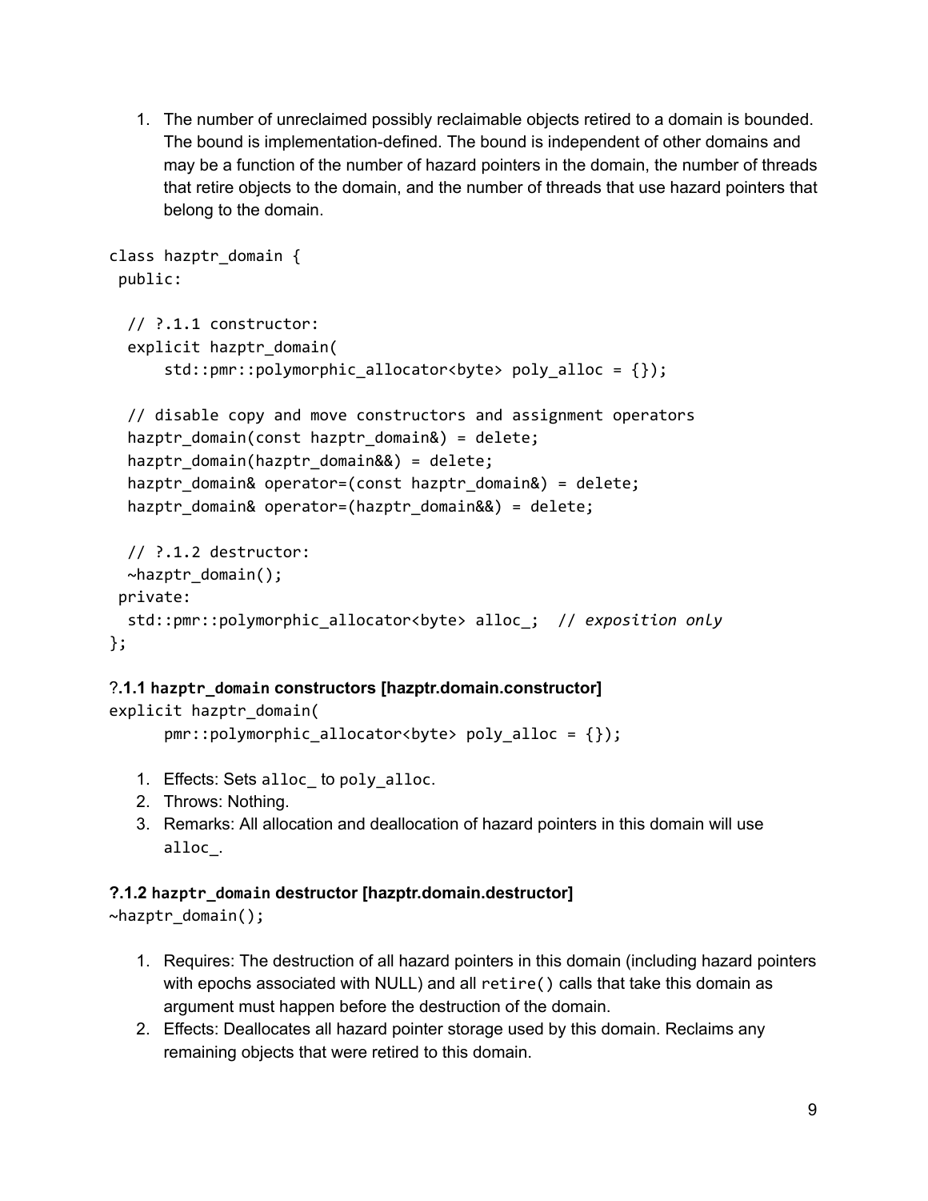1. The number of unreclaimed possibly reclaimable objects retired to a domain is bounded. The bound is implementation-defined. The bound is independent of other domains and may be a function of the number of hazard pointers in the domain, the number of threads that retire objects to the domain, and the number of threads that use hazard pointers that belong to the domain.

```
class hazptr_domain {
 public:

  // ?.1.1 constructor:
  explicit hazptr_domain(
      std::pmr::polymorphic_allocator<byte> poly_alloc = {});

  // disable copy and move constructors and assignment operators
  hazptr_domain(const hazptr_domain&) = delete;
  hazptr_domain(hazptr_domain&&) = delete;
  hazptr_domain& operator=(const hazptr_domain&) = delete;
  hazptr_domain& operator=(hazptr_domain&&) = delete;

  // ?.1.2 destructor:
  ~hazptr_domain();
 private:
  std::pmr::polymorphic_allocator<byte> alloc_;  // exposition only
};
```

### ?.1.1 `hazptr_domain` constructors [hazptr.domain.constructor]

```
explicit hazptr_domain(
      pmr::polymorphic_allocator<byte> poly_alloc = {});
```

1. Effects: Sets `alloc_` to `poly_alloc`.
2. Throws: Nothing.
3. Remarks: All allocation and deallocation of hazard pointers in this domain will use `alloc_`.

### ?.1.2 `hazptr_domain` destructor [hazptr.domain.destructor]

```
~hazptr_domain();
```

1. Requires: The destruction of all hazard pointers in this domain (including hazard pointers with epochs associated with NULL) and all `retire()` calls that take this domain as argument must happen before the destruction of the domain.
2. Effects: Deallocates all hazard pointer storage used by this domain. Reclaims any remaining objects that were retired to this domain.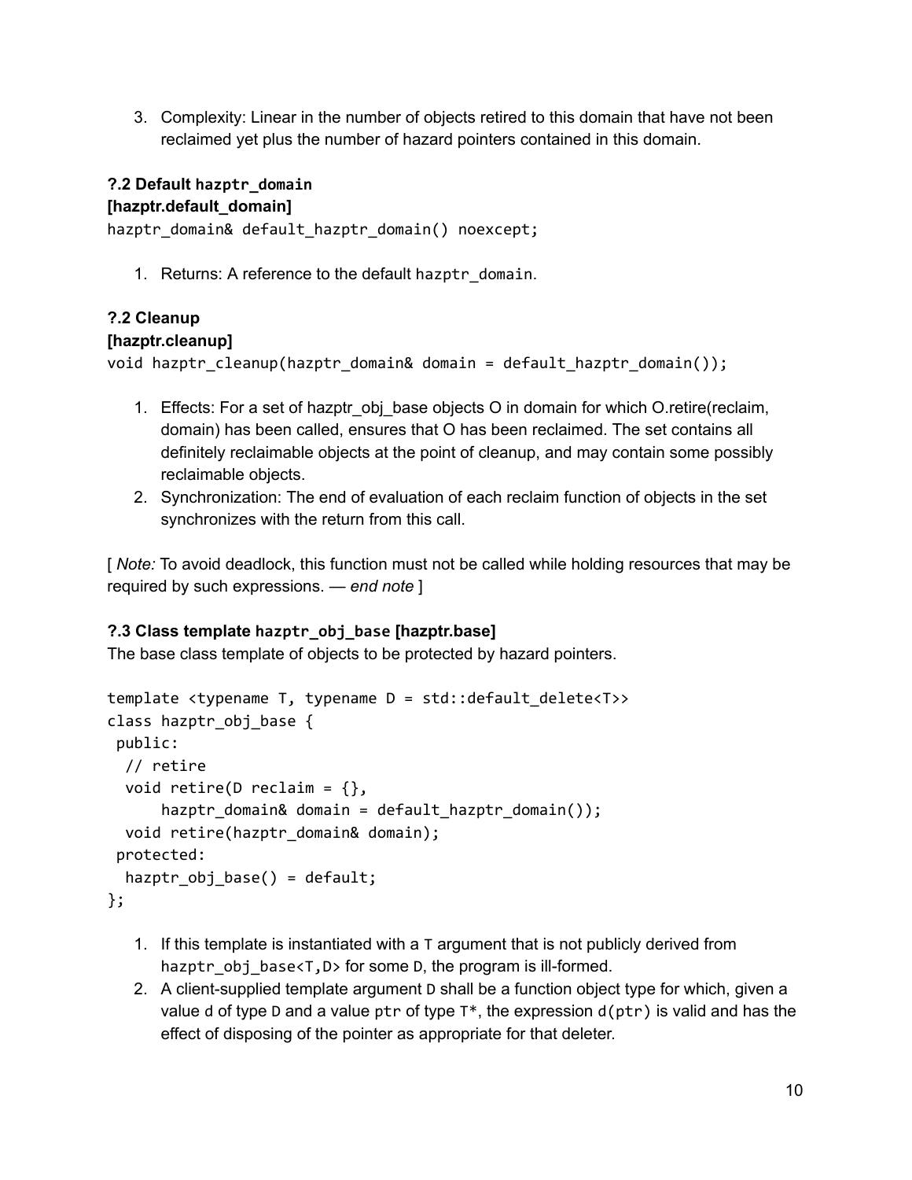3. Complexity: Linear in the number of objects retired to this domain that have not been reclaimed yet plus the number of hazard pointers contained in this domain.

### ?.2 Default `hazptr_domain`
### [hazptr.default_domain]

```
hazptr_domain& default_hazptr_domain() noexcept;
```

1. Returns: A reference to the default `hazptr_domain`.

### ?.2 Cleanup
### [hazptr.cleanup]

```
void hazptr_cleanup(hazptr_domain& domain = default_hazptr_domain());
```

1. Effects: For a set of hazptr_obj_base objects O in domain for which O.retire(reclaim, domain) has been called, ensures that O has been reclaimed. The set contains all definitely reclaimable objects at the point of cleanup, and may contain some possibly reclaimable objects.
2. Synchronization: The end of evaluation of each reclaim function of objects in the set synchronizes with the return from this call.

[ *Note:* To avoid deadlock, this function must not be called while holding resources that may be required by such expressions. — *end note* ]

### ?.3 Class template `hazptr_obj_base` [hazptr.base]

The base class template of objects to be protected by hazard pointers.

```
template <typename T, typename D = std::default_delete<T>>
class hazptr_obj_base {
 public:
  // retire
  void retire(D reclaim = {},
      hazptr_domain& domain = default_hazptr_domain());
  void retire(hazptr_domain& domain);
 protected:
  hazptr_obj_base() = default;
};
```

1. If this template is instantiated with a `T` argument that is not publicly derived from `hazptr_obj_base<T,D>` for some `D`, the program is ill-formed.
2. A client-supplied template argument `D` shall be a function object type for which, given a value `d` of type `D` and a value `ptr` of type `T*`, the expression `d(ptr)` is valid and has the effect of disposing of the pointer as appropriate for that deleter.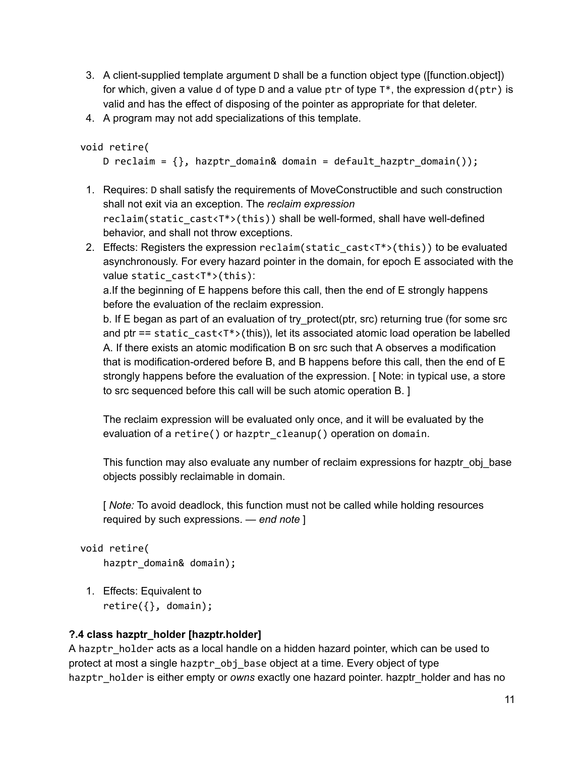3. A client-supplied template argument `D` shall be a function object type ([function.object]) for which, given a value `d` of type `D` and a value `ptr` of type `T*`, the expression `d(ptr)` is valid and has the effect of disposing of the pointer as appropriate for that deleter.
4. A program may not add specializations of this template.

```
void retire(
    D reclaim = {}, hazptr_domain& domain = default_hazptr_domain());
```

1. Requires: `D` shall satisfy the requirements of MoveConstructible and such construction shall not exit via an exception. The *reclaim expression* `reclaim(static_cast<T*>(this))` shall be well-formed, shall have well-defined behavior, and shall not throw exceptions.
2. Effects: Registers the expression `reclaim(static_cast<T*>(this))` to be evaluated asynchronously. For every hazard pointer in the domain, for epoch E associated with the value `static_cast<T*>(this)`:

   a.If the beginning of E happens before this call, then the end of E strongly happens before the evaluation of the reclaim expression.

   b. If E began as part of an evaluation of try_protect(ptr, src) returning true (for some src and ptr == `static_cast<T*>`(this)), let its associated atomic load operation be labelled A. If there exists an atomic modification B on src such that A observes a modification that is modification-ordered before B, and B happens before this call, then the end of E strongly happens before the evaluation of the expression. [ Note: in typical use, a store to src sequenced before this call will be such atomic operation B. ]

   The reclaim expression will be evaluated only once, and it will be evaluated by the evaluation of a `retire()` or `hazptr_cleanup()` operation on `domain`.

   This function may also evaluate any number of reclaim expressions for hazptr_obj_base objects possibly reclaimable in domain.

   [ *Note:* To avoid deadlock, this function must not be called while holding resources required by such expressions. — *end note* ]

```
void retire(
    hazptr_domain& domain);
```

1. Effects: Equivalent to
   `retire({}, domain);`

### ?.4 class hazptr_holder [hazptr.holder]

A `hazptr_holder` acts as a local handle on a hidden hazard pointer, which can be used to protect at most a single `hazptr_obj_base` object at a time. Every object of type `hazptr_holder` is either empty or *owns* exactly one hazard pointer. hazptr_holder and has no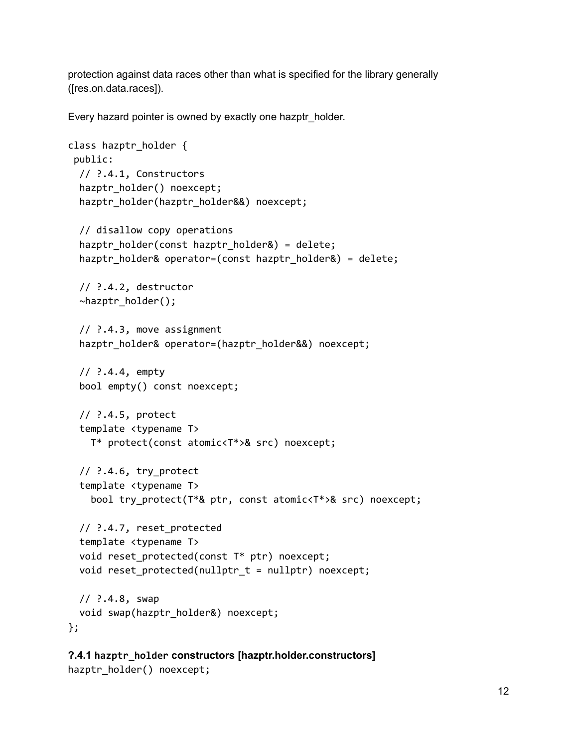protection against data races other than what is specified for the library generally ([res.on.data.races]).

Every hazard pointer is owned by exactly one hazptr_holder.

```
class hazptr_holder {
 public:
  // ?.4.1, Constructors
  hazptr_holder() noexcept;
  hazptr_holder(hazptr_holder&&) noexcept;

  // disallow copy operations
  hazptr_holder(const hazptr_holder&) = delete;
  hazptr_holder& operator=(const hazptr_holder&) = delete;

  // ?.4.2, destructor
  ~hazptr_holder();

  // ?.4.3, move assignment
  hazptr_holder& operator=(hazptr_holder&&) noexcept;

  // ?.4.4, empty
  bool empty() const noexcept;

  // ?.4.5, protect
  template <typename T>
    T* protect(const atomic<T*>& src) noexcept;

  // ?.4.6, try_protect
  template <typename T>
    bool try_protect(T*& ptr, const atomic<T*>& src) noexcept;

  // ?.4.7, reset_protected
  template <typename T>
  void reset_protected(const T* ptr) noexcept;
  void reset_protected(nullptr_t = nullptr) noexcept;

  // ?.4.8, swap
  void swap(hazptr_holder&) noexcept;
};
```

### ?.4.1 `hazptr_holder` constructors [hazptr.holder.constructors]

```
hazptr_holder() noexcept;
```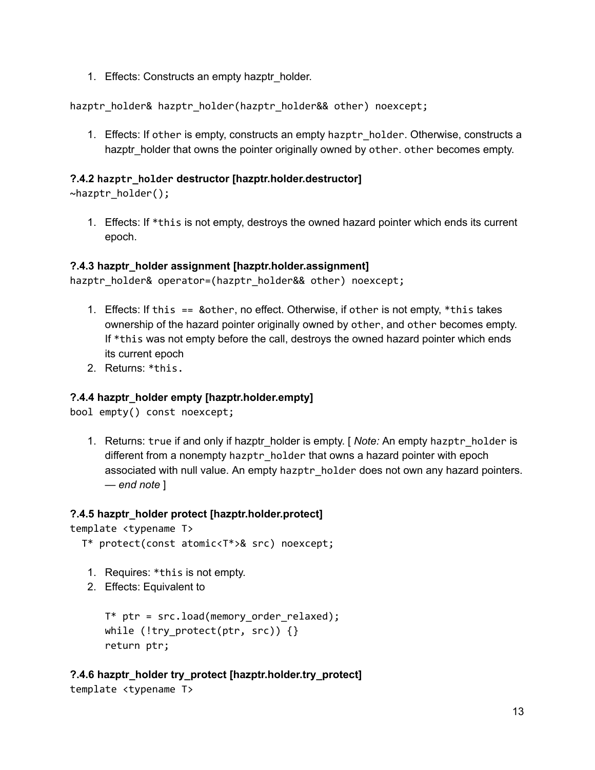1. Effects: Constructs an empty hazptr_holder.

```
hazptr_holder& hazptr_holder(hazptr_holder&& other) noexcept;
```

1. Effects: If `other` is empty, constructs an empty `hazptr_holder`. Otherwise, constructs a hazptr_holder that owns the pointer originally owned by `other`. `other` becomes empty.

### ?.4.2 `hazptr_holder` destructor [hazptr.holder.destructor]

```
~hazptr_holder();
```

1. Effects: If `*this` is not empty, destroys the owned hazard pointer which ends its current epoch.

### ?.4.3 hazptr_holder assignment [hazptr.holder.assignment]

```
hazptr_holder& operator=(hazptr_holder&& other) noexcept;
```

1. Effects: If `this == &other`, no effect. Otherwise, if `other` is not empty, `*this` takes ownership of the hazard pointer originally owned by `other`, and `other` becomes empty. If `*this` was not empty before the call, destroys the owned hazard pointer which ends its current epoch
2. Returns: `*this.`

### ?.4.4 hazptr_holder empty [hazptr.holder.empty]

```
bool empty() const noexcept;
```

1. Returns: `true` if and only if hazptr_holder is empty. [ *Note:* An empty `hazptr_holder` is different from a nonempty `hazptr_holder` that owns a hazard pointer with epoch associated with null value. An empty `hazptr_holder` does not own any hazard pointers. — *end note* ]

### ?.4.5 hazptr_holder protect [hazptr.holder.protect]

```
template <typename T>
  T* protect(const atomic<T*>& src) noexcept;
```

1. Requires: `*this` is not empty.
2. Effects: Equivalent to

```
T* ptr = src.load(memory_order_relaxed);
while (!try_protect(ptr, src)) {}
return ptr;
```

### ?.4.6 hazptr_holder try_protect [hazptr.holder.try_protect]

```
template <typename T>
```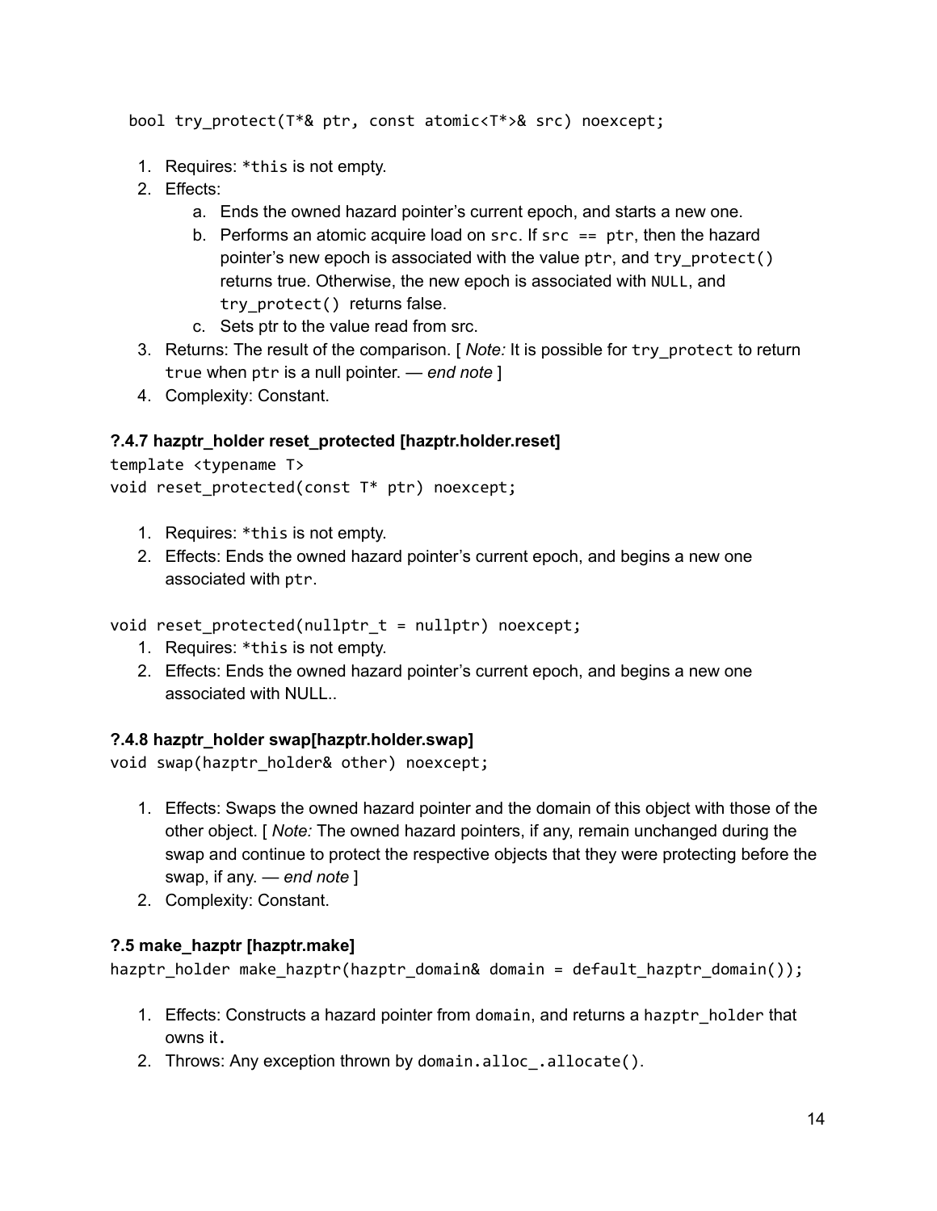```
bool try_protect(T*& ptr, const atomic<T*>& src) noexcept;
```

1. Requires: `*this` is not empty.
2. Effects:
   a. Ends the owned hazard pointer's current epoch, and starts a new one.
   b. Performs an atomic acquire load on `src`. If `src == ptr`, then the hazard pointer's new epoch is associated with the value `ptr`, and `try_protect()` returns true. Otherwise, the new epoch is associated with `NULL`, and `try_protect()` returns false.
   c. Sets ptr to the value read from src.
3. Returns: The result of the comparison. [ *Note:* It is possible for `try_protect` to return `true` when `ptr` is a null pointer. — *end note* ]
4. Complexity: Constant.

### ?.4.7 hazptr_holder reset_protected [hazptr.holder.reset]

```
template <typename T>
void reset_protected(const T* ptr) noexcept;
```

1. Requires: `*this` is not empty.
2. Effects: Ends the owned hazard pointer's current epoch, and begins a new one associated with `ptr`.

```
void reset_protected(nullptr_t = nullptr) noexcept;
```

1. Requires: `*this` is not empty.
2. Effects: Ends the owned hazard pointer's current epoch, and begins a new one associated with NULL..

### ?.4.8 hazptr_holder swap[hazptr.holder.swap]

```
void swap(hazptr_holder& other) noexcept;
```

1. Effects: Swaps the owned hazard pointer and the domain of this object with those of the other object. [ *Note:* The owned hazard pointers, if any, remain unchanged during the swap and continue to protect the respective objects that they were protecting before the swap, if any. — *end note* ]
2. Complexity: Constant.

### ?.5 make_hazptr [hazptr.make]

```
hazptr_holder make_hazptr(hazptr_domain& domain = default_hazptr_domain());
```

1. Effects: Constructs a hazard pointer from `domain`, and returns a `hazptr_holder` that owns it.
2. Throws: Any exception thrown by `domain.alloc_.allocate()`.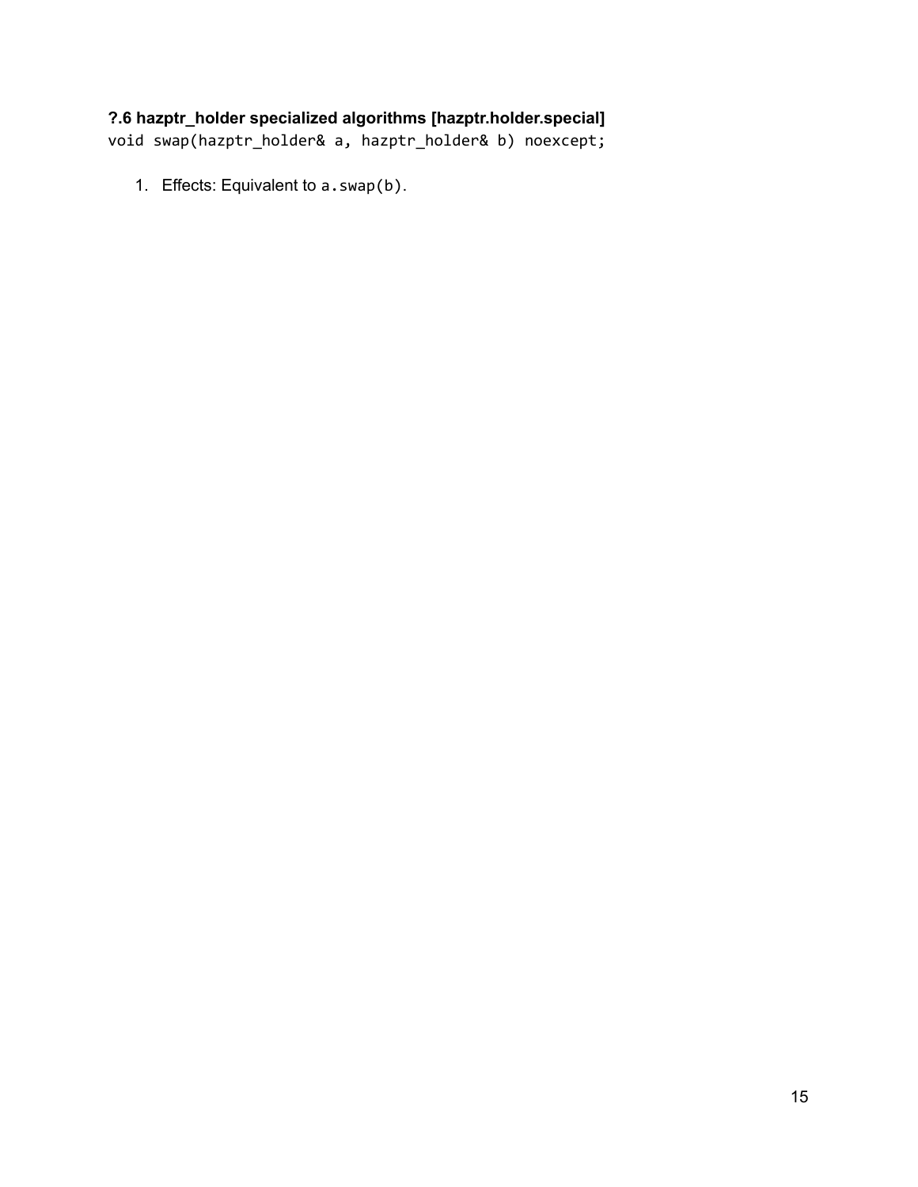### ?.6 hazptr_holder specialized algorithms [hazptr.holder.special]

```
void swap(hazptr_holder& a, hazptr_holder& b) noexcept;
```

1. Effects: Equivalent to `a.swap(b)`.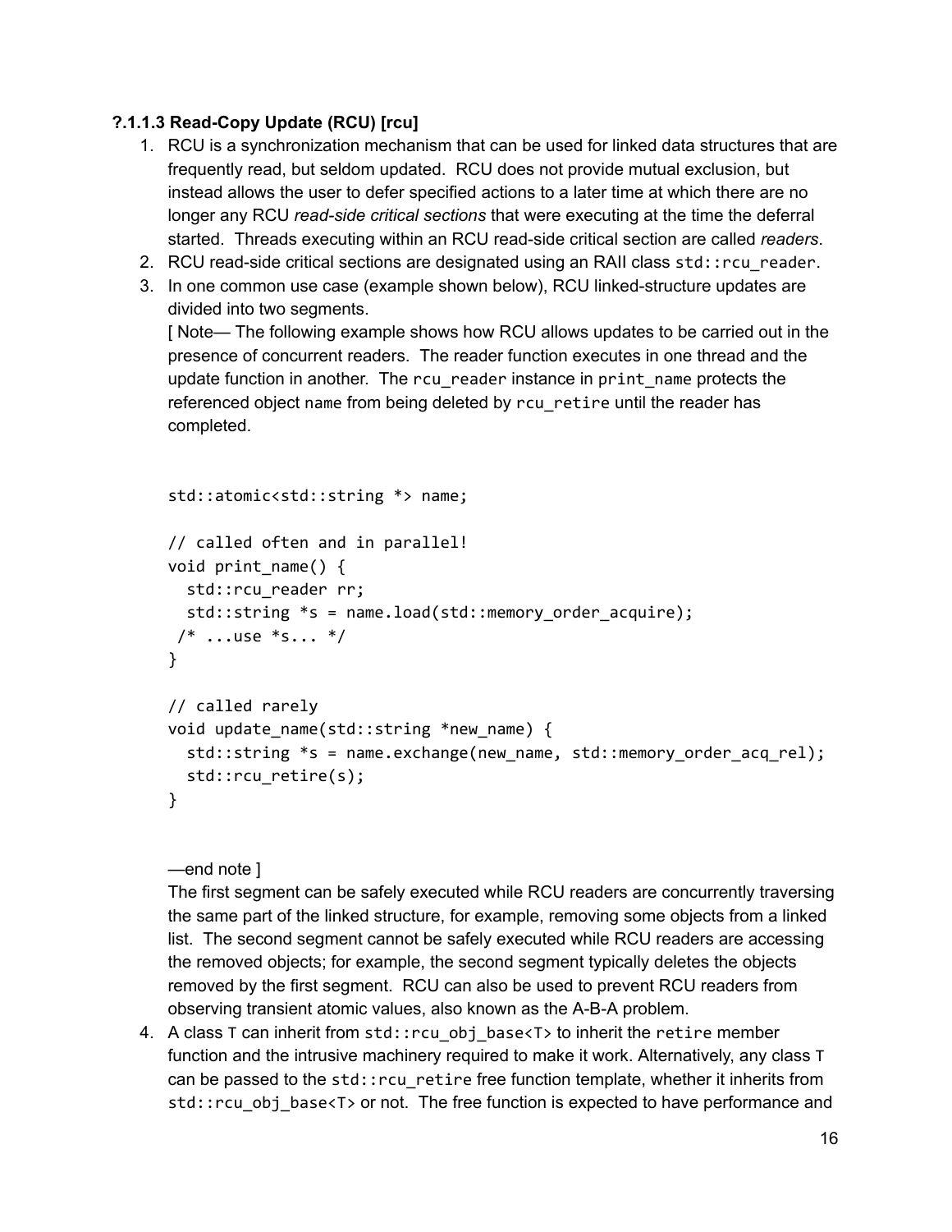### ?.1.1.3 Read-Copy Update (RCU) [rcu]

1. RCU is a synchronization mechanism that can be used for linked data structures that are frequently read, but seldom updated. RCU does not provide mutual exclusion, but instead allows the user to defer specified actions to a later time at which there are no longer any RCU *read-side critical sections* that were executing at the time the deferral started. Threads executing within an RCU read-side critical section are called *readers*.
2. RCU read-side critical sections are designated using an RAII class `std::rcu_reader`.
3. In one common use case (example shown below), RCU linked-structure updates are divided into two segments.
   [ Note— The following example shows how RCU allows updates to be carried out in the presence of concurrent readers. The reader function executes in one thread and the update function in another. The `rcu_reader` instance in `print_name` protects the referenced object `name` from being deleted by `rcu_retire` until the reader has completed.

   ```
   std::atomic<std::string *> name;

   // called often and in parallel!
   void print_name() {
     std::rcu_reader rr;
     std::string *s = name.load(std::memory_order_acquire);
    /* ...use *s... */
   }

   // called rarely
   void update_name(std::string *new_name) {
     std::string *s = name.exchange(new_name, std::memory_order_acq_rel);
     std::rcu_retire(s);
   }
   ```

   —end note ]
   The first segment can be safely executed while RCU readers are concurrently traversing the same part of the linked structure, for example, removing some objects from a linked list. The second segment cannot be safely executed while RCU readers are accessing the removed objects; for example, the second segment typically deletes the objects removed by the first segment. RCU can also be used to prevent RCU readers from observing transient atomic values, also known as the A-B-A problem.
4. A class `T` can inherit from `std::rcu_obj_base<T>` to inherit the `retire` member function and the intrusive machinery required to make it work. Alternatively, any class `T` can be passed to the `std::rcu_retire` free function template, whether it inherits from `std::rcu_obj_base<T>` or not. The free function is expected to have performance and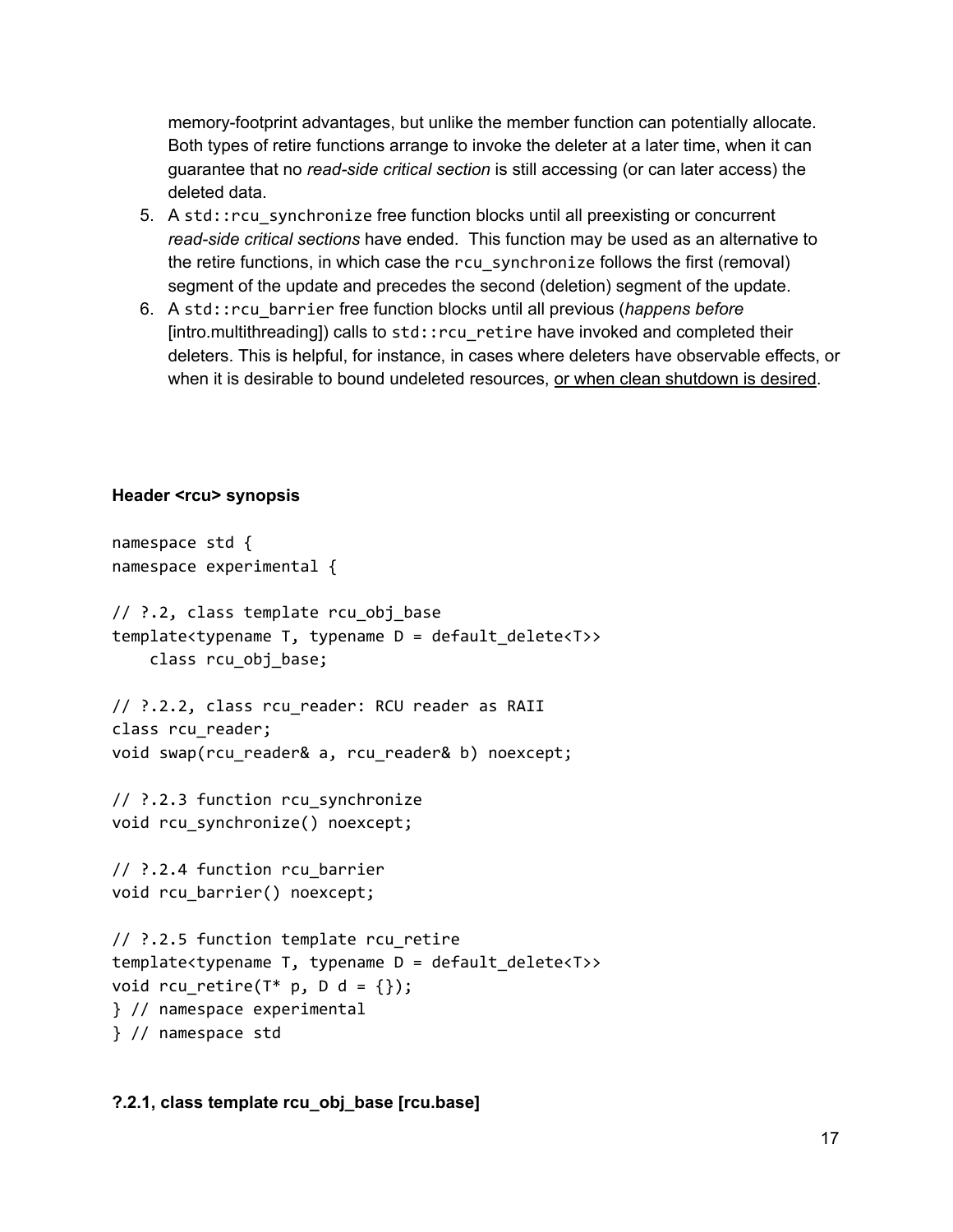memory-footprint advantages, but unlike the member function can potentially allocate. Both types of retire functions arrange to invoke the deleter at a later time, when it can guarantee that no *read-side critical section* is still accessing (or can later access) the deleted data.

5. A `std::rcu_synchronize` free function blocks until all preexisting or concurrent *read-side critical sections* have ended. This function may be used as an alternative to the retire functions, in which case the `rcu_synchronize` follows the first (removal) segment of the update and precedes the second (deletion) segment of the update.
6. A `std::rcu_barrier` free function blocks until all previous (*happens before* [intro.multithreading]) calls to `std::rcu_retire` have invoked and completed their deleters. This is helpful, for instance, in cases where deleters have observable effects, or when it is desirable to bound undeleted resources, <u>or when clean shutdown is desired</u>.

**Header <rcu> synopsis**

```
namespace std {
namespace experimental {

// ?.2, class template rcu_obj_base
template<typename T, typename D = default_delete<T>>
    class rcu_obj_base;

// ?.2.2, class rcu_reader: RCU reader as RAII
class rcu_reader;
void swap(rcu_reader& a, rcu_reader& b) noexcept;

// ?.2.3 function rcu_synchronize
void rcu_synchronize() noexcept;

// ?.2.4 function rcu_barrier
void rcu_barrier() noexcept;

// ?.2.5 function template rcu_retire
template<typename T, typename D = default_delete<T>>
void rcu_retire(T* p, D d = {});
} // namespace experimental
} // namespace std
```

**?.2.1, class template rcu_obj_base [rcu.base]**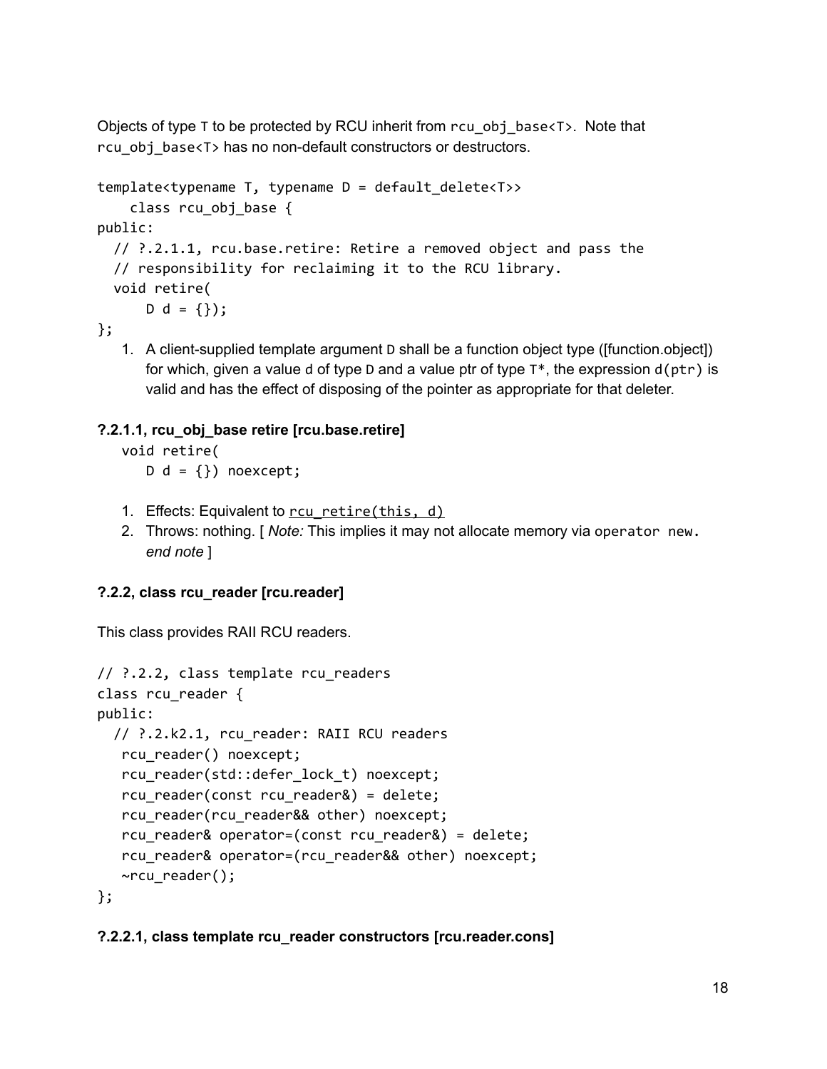Objects of type `T` to be protected by RCU inherit from `rcu_obj_base<T>`. Note that `rcu_obj_base<T>` has no non-default constructors or destructors.

```
template<typename T, typename D = default_delete<T>>
    class rcu_obj_base {
public:
  // ?.2.1.1, rcu.base.retire: Retire a removed object and pass the
  // responsibility for reclaiming it to the RCU library.
  void retire(
      D d = {});
};
```

1. A client-supplied template argument `D` shall be a function object type ([function.object]) for which, given a value `d` of type `D` and a value ptr of type `T*`, the expression `d(ptr)` is valid and has the effect of disposing of the pointer as appropriate for that deleter.

### ?.2.1.1, rcu_obj_base retire [rcu.base.retire]

```
void retire(
   D d = {}) noexcept;
```

1. Effects: Equivalent to `rcu_retire(this, d)`
2. Throws: nothing. [ *Note:* This implies it may not allocate memory via `operator new`. *end note* ]

### ?.2.2, class rcu_reader [rcu.reader]

This class provides RAII RCU readers.

```
// ?.2.2, class template rcu_readers
class rcu_reader {
public:
  // ?.2.k2.1, rcu_reader: RAII RCU readers
   rcu_reader() noexcept;
   rcu_reader(std::defer_lock_t) noexcept;
   rcu_reader(const rcu_reader&) = delete;
   rcu_reader(rcu_reader&& other) noexcept;
   rcu_reader& operator=(const rcu_reader&) = delete;
   rcu_reader& operator=(rcu_reader&& other) noexcept;
   ~rcu_reader();
};
```

### ?.2.2.1, class template rcu_reader constructors [rcu.reader.cons]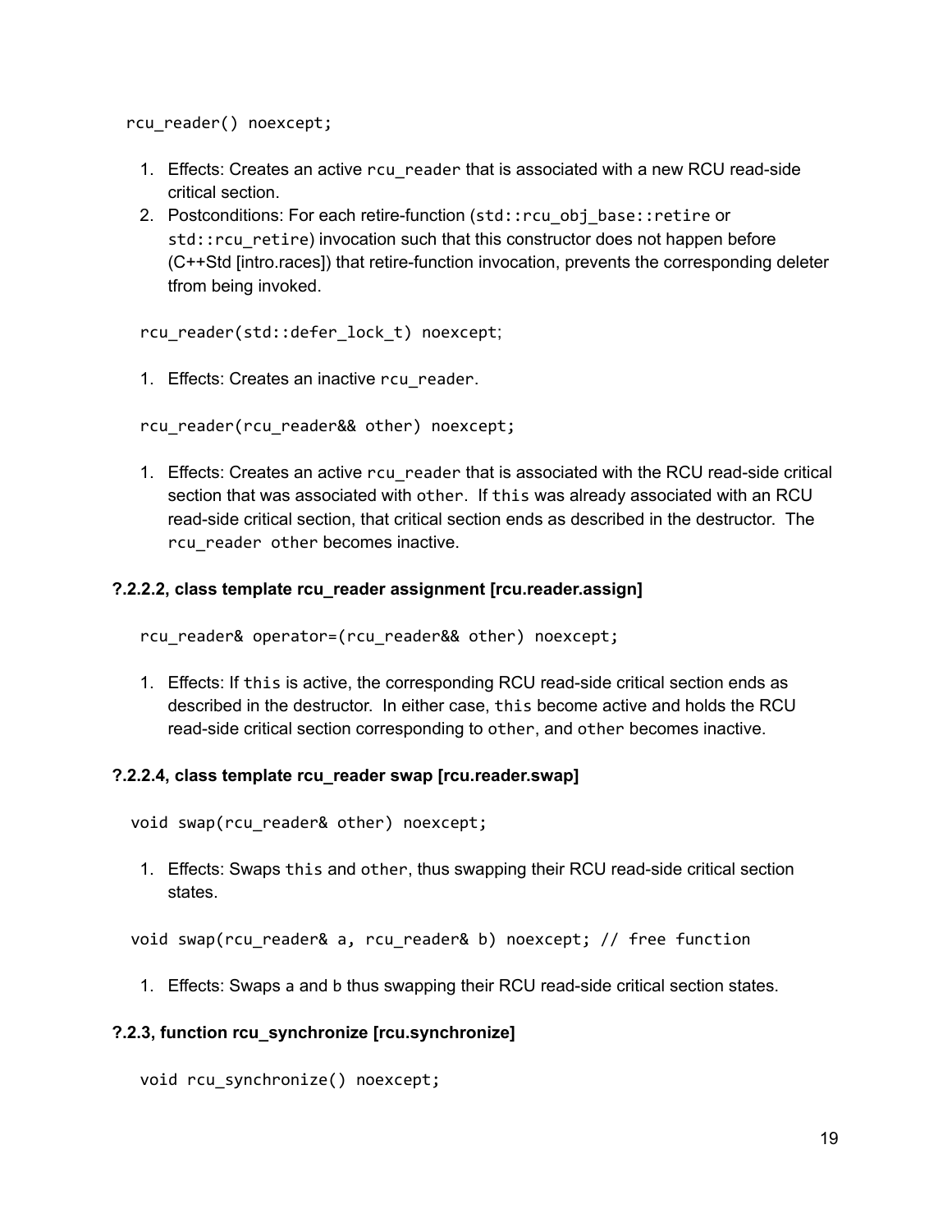```
rcu_reader() noexcept;
```

1. Effects: Creates an active `rcu_reader` that is associated with a new RCU read-side critical section.
2. Postconditions: For each retire-function (`std::rcu_obj_base::retire` or `std::rcu_retire`) invocation such that this constructor does not happen before (C++Std [intro.races]) that retire-function invocation, prevents the corresponding deleter tfrom being invoked.

```
rcu_reader(std::defer_lock_t) noexcept;
```

1. Effects: Creates an inactive `rcu_reader`.

```
rcu_reader(rcu_reader&& other) noexcept;
```

1. Effects: Creates an active `rcu_reader` that is associated with the RCU read-side critical section that was associated with `other`. If `this` was already associated with an RCU read-side critical section, that critical section ends as described in the destructor. The `rcu_reader other` becomes inactive.

### ?.2.2.2, class template rcu_reader assignment [rcu.reader.assign]

```
rcu_reader& operator=(rcu_reader&& other) noexcept;
```

1. Effects: If `this` is active, the corresponding RCU read-side critical section ends as described in the destructor. In either case, `this` become active and holds the RCU read-side critical section corresponding to `other`, and `other` becomes inactive.

### ?.2.2.4, class template rcu_reader swap [rcu.reader.swap]

```
void swap(rcu_reader& other) noexcept;
```

1. Effects: Swaps `this` and `other`, thus swapping their RCU read-side critical section states.

```
void swap(rcu_reader& a, rcu_reader& b) noexcept; // free function
```

1. Effects: Swaps `a` and `b` thus swapping their RCU read-side critical section states.

### ?.2.3, function rcu_synchronize [rcu.synchronize]

```
void rcu_synchronize() noexcept;
```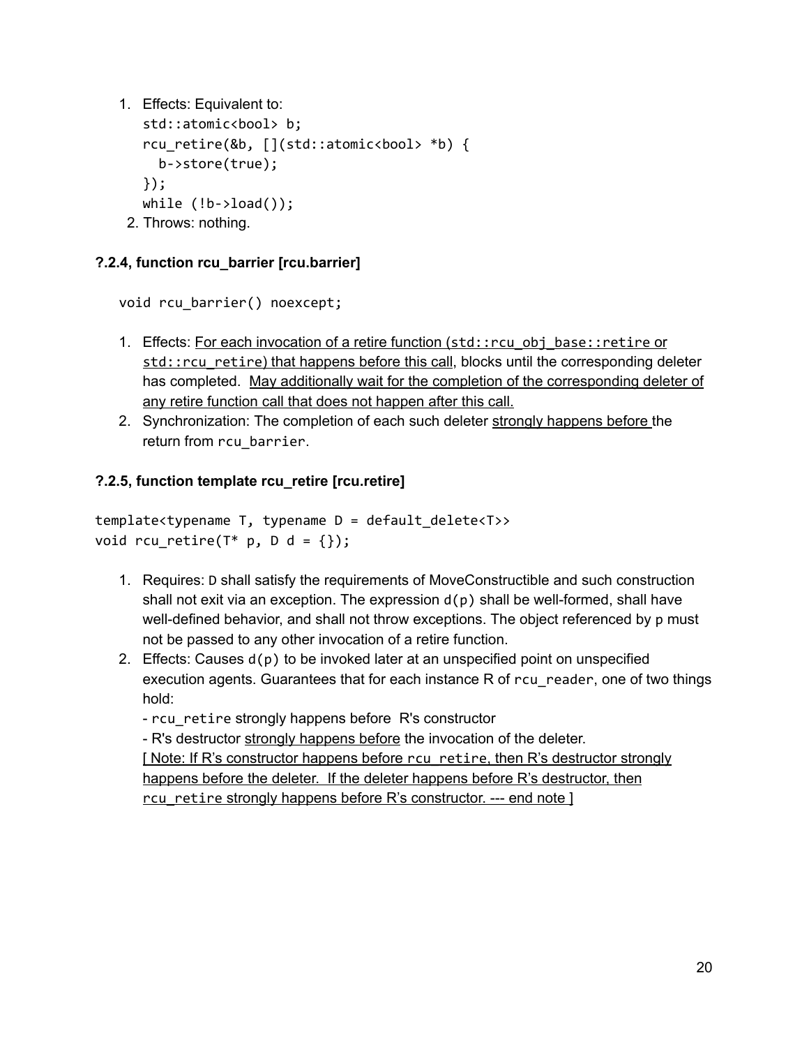1. Effects: Equivalent to:
   ```
   std::atomic<bool> b;
   rcu_retire(&b, [](std::atomic<bool> *b) {
     b->store(true);
   });
   while (!b->load());
   ```
2. Throws: nothing.

### ?.2.4, function rcu_barrier [rcu.barrier]

```
void rcu_barrier() noexcept;
```

1. Effects: For each invocation of a retire function (`std::rcu_obj_base::retire` or `std::rcu_retire`) that happens before this call, blocks until the corresponding deleter has completed. May additionally wait for the completion of the corresponding deleter of any retire function call that does not happen after this call.
2. Synchronization: The completion of each such deleter strongly happens before the return from `rcu_barrier`.

### ?.2.5, function template rcu_retire [rcu.retire]

```
template<typename T, typename D = default_delete<T>>
void rcu_retire(T* p, D d = {});
```

1. Requires: `D` shall satisfy the requirements of MoveConstructible and such construction shall not exit via an exception. The expression `d(p)` shall be well-formed, shall have well-defined behavior, and shall not throw exceptions. The object referenced by `p` must not be passed to any other invocation of a retire function.
2. Effects: Causes `d(p)` to be invoked later at an unspecified point on unspecified execution agents. Guarantees that for each instance R of `rcu_reader`, one of two things hold:
   - `rcu_retire` strongly happens before R's constructor
   - R's destructor strongly happens before the invocation of the deleter.

   [ Note: If R's constructor happens before `rcu_retire`, then R's destructor strongly happens before the deleter. If the deleter happens before R's destructor, then `rcu_retire` strongly happens before R's constructor. --- end note ]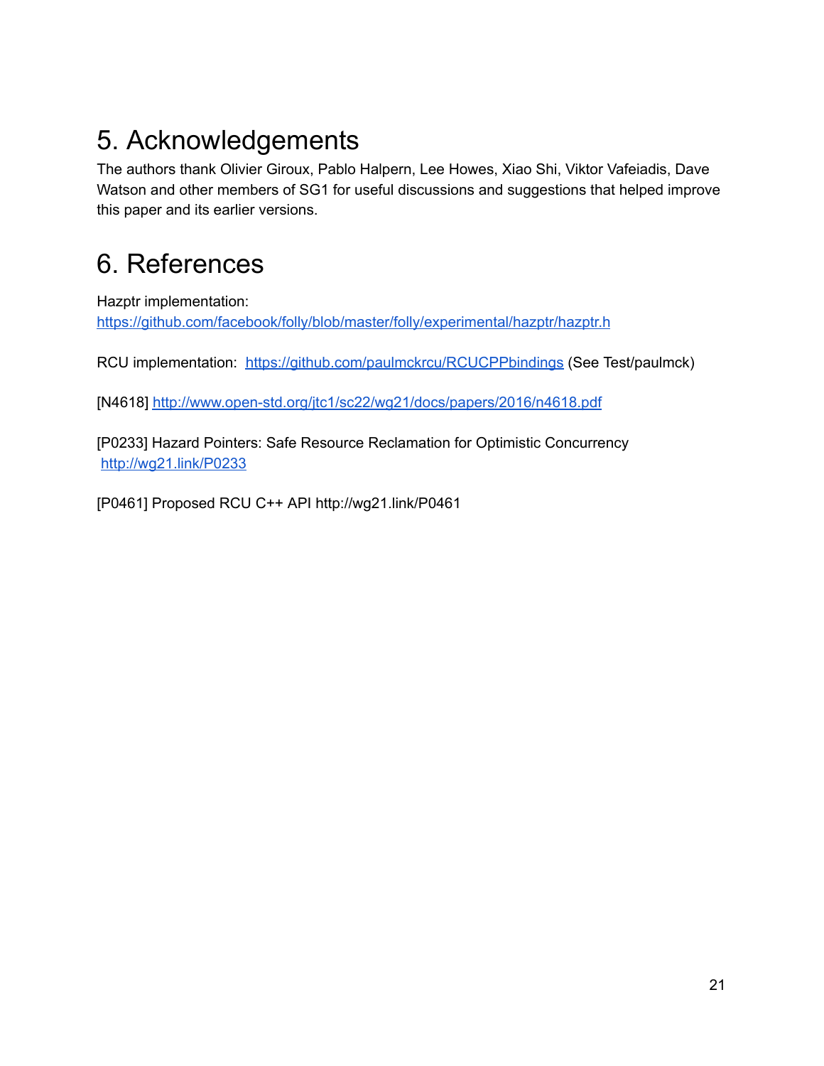# 5. Acknowledgements

The authors thank Olivier Giroux, Pablo Halpern, Lee Howes, Xiao Shi, Viktor Vafeiadis, Dave Watson and other members of SG1 for useful discussions and suggestions that helped improve this paper and its earlier versions.

# 6. References

Hazptr implementation:
https://github.com/facebook/folly/blob/master/folly/experimental/hazptr/hazptr.h

RCU implementation: https://github.com/paulmckrcu/RCUCPPbindings (See Test/paulmck)

[N4618] http://www.open-std.org/jtc1/sc22/wg21/docs/papers/2016/n4618.pdf

[P0233] Hazard Pointers: Safe Resource Reclamation for Optimistic Concurrency
http://wg21.link/P0233

[P0461] Proposed RCU C++ API http://wg21.link/P0461